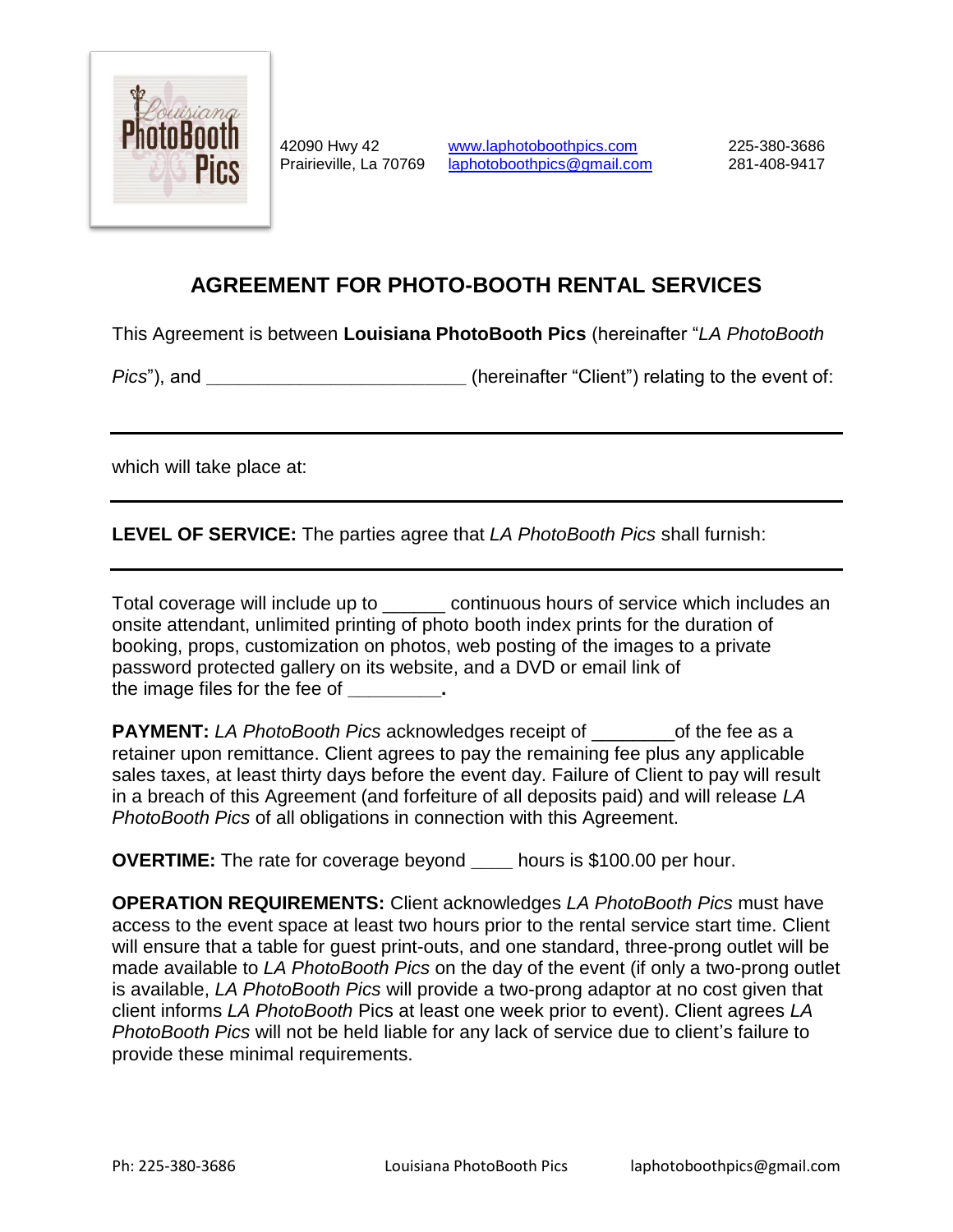42090 Hwy 42
Prairieville, La 70769

www.laphotoboothpics.com
laphotoboothpics@gmail.com

225-380-3686
281-408-9417

## AGREEMENT FOR PHOTO-BOOTH RENTAL SERVICES

This Agreement is between **Louisiana PhotoBooth Pics** (hereinafter "*LA PhotoBooth Pics*"), and _________________________ (hereinafter "Client") relating to the event of:

___________________________________________________________________________

which will take place at:

___________________________________________________________________________

**LEVEL OF SERVICE:** The parties agree that *LA PhotoBooth Pics* shall furnish:

___________________________________________________________________________

Total coverage will include up to ______ continuous hours of service which includes an onsite attendant, unlimited printing of photo booth index prints for the duration of booking, props, customization on photos, web posting of the images to a private password protected gallery on its website, and a DVD or email link of the image files for the fee of _________**.**

**PAYMENT:** *LA PhotoBooth Pics* acknowledges receipt of ________of the fee as a retainer upon remittance. Client agrees to pay the remaining fee plus any applicable sales taxes, at least thirty days before the event day. Failure of Client to pay will result in a breach of this Agreement (and forfeiture of all deposits paid) and will release *LA PhotoBooth Pics* of all obligations in connection with this Agreement.

**OVERTIME:** The rate for coverage beyond ____ hours is $100.00 per hour.

**OPERATION REQUIREMENTS:** Client acknowledges *LA PhotoBooth Pics* must have access to the event space at least two hours prior to the rental service start time. Client will ensure that a table for guest print-outs, and one standard, three-prong outlet will be made available to *LA PhotoBooth Pics* on the day of the event (if only a two-prong outlet is available, *LA PhotoBooth Pics* will provide a two-prong adaptor at no cost given that client informs *LA PhotoBooth* Pics at least one week prior to event). Client agrees *LA PhotoBooth Pics* will not be held liable for any lack of service due to client's failure to provide these minimal requirements.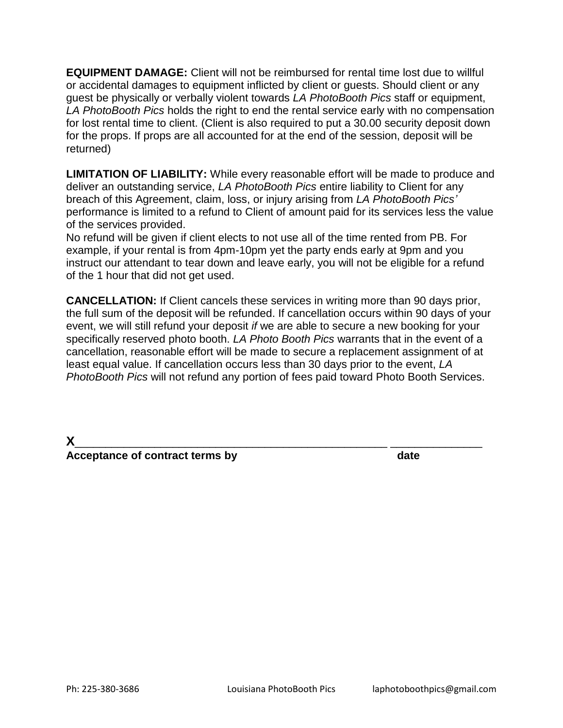**EQUIPMENT DAMAGE:** Client will not be reimbursed for rental time lost due to willful or accidental damages to equipment inflicted by client or guests. Should client or any guest be physically or verbally violent towards *LA PhotoBooth Pics* staff or equipment, *LA PhotoBooth Pics* holds the right to end the rental service early with no compensation for lost rental time to client. (Client is also required to put a 30.00 security deposit down for the props. If props are all accounted for at the end of the session, deposit will be returned)

**LIMITATION OF LIABILITY:** While every reasonable effort will be made to produce and deliver an outstanding service, *LA PhotoBooth Pics* entire liability to Client for any breach of this Agreement, claim, loss, or injury arising from *LA PhotoBooth Pics'* performance is limited to a refund to Client of amount paid for its services less the value of the services provided.
No refund will be given if client elects to not use all of the time rented from PB. For example, if your rental is from 4pm-10pm yet the party ends early at 9pm and you instruct our attendant to tear down and leave early, you will not be eligible for a refund of the 1 hour that did not get used.

**CANCELLATION:** If Client cancels these services in writing more than 90 days prior, the full sum of the deposit will be refunded. If cancellation occurs within 90 days of your event, we will still refund your deposit *if* we are able to secure a new booking for your specifically reserved photo booth. *LA Photo Booth Pics* warrants that in the event of a cancellation, reasonable effort will be made to secure a replacement assignment of at least equal value. If cancellation occurs less than 30 days prior to the event, *LA PhotoBooth Pics* will not refund any portion of fees paid toward Photo Booth Services.

**X**_______________________________________________ ______________
**Acceptance of contract terms by** **date**

Ph: 225-380-3686 Louisiana PhotoBooth Pics laphotoboothpics@gmail.com